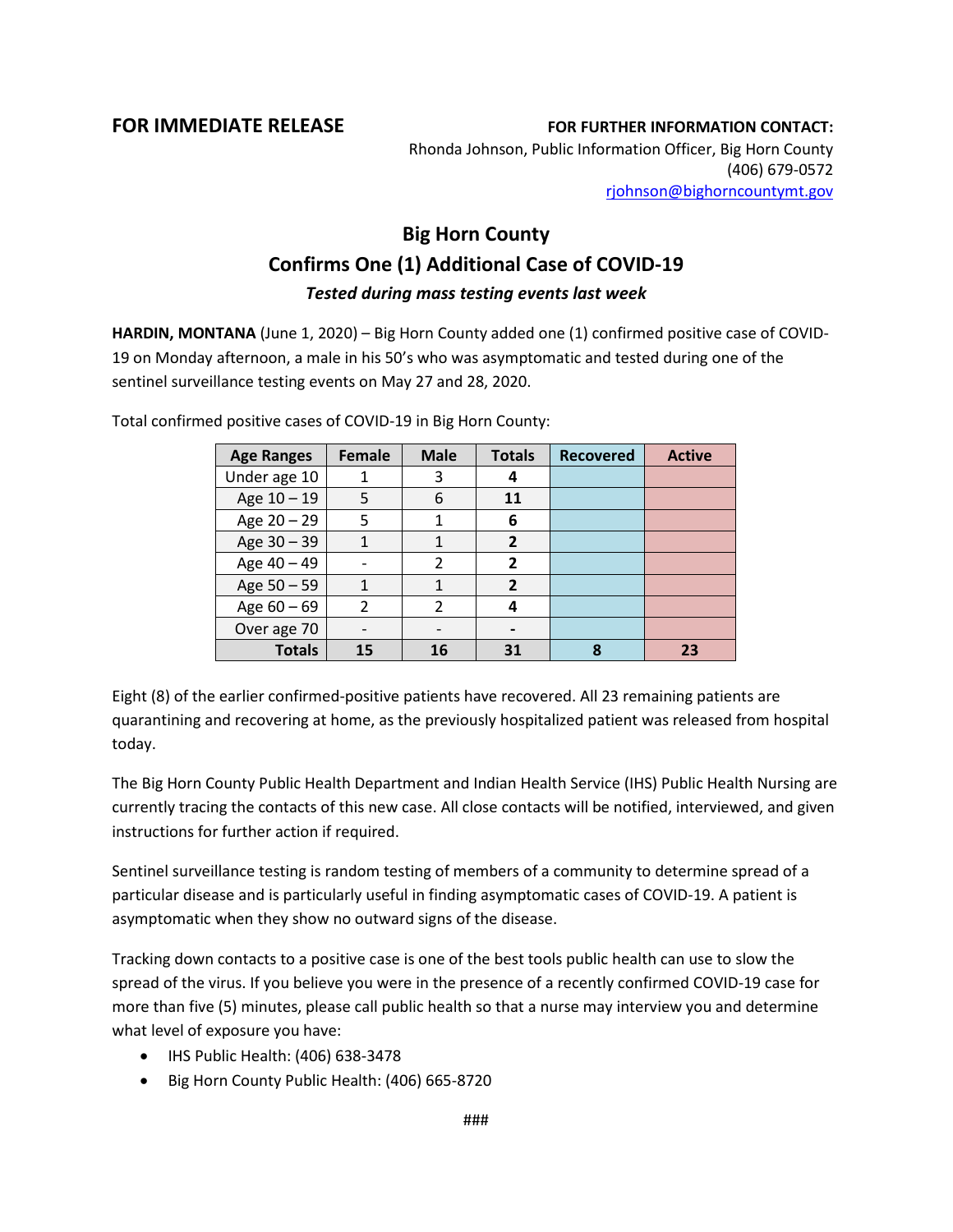**FOR IMMEDIATE RELEASE**

**FOR FURTHER INFORMATION CONTACT:**
Rhonda Johnson, Public Information Officer, Big Horn County
(406) 679-0572
rjohnson@bighorncountymt.gov

# Big Horn County
## Confirms One (1) Additional Case of COVID-19
### *Tested during mass testing events last week*

**HARDIN, MONTANA** (June 1, 2020) – Big Horn County added one (1) confirmed positive case of COVID-19 on Monday afternoon, a male in his 50's who was asymptomatic and tested during one of the sentinel surveillance testing events on May 27 and 28, 2020.

Total confirmed positive cases of COVID-19 in Big Horn County:

| Age Ranges | Female | Male | Totals | Recovered | Active |
|---|---|---|---|---|---|
| Under age 10 | 1 | 3 | **4** | | |
| Age 10 – 19 | 5 | 6 | **11** | | |
| Age 20 – 29 | 5 | 1 | **6** | | |
| Age 30 – 39 | 1 | 1 | **2** | | |
| Age 40 – 49 | - | 2 | **2** | | |
| Age 50 – 59 | 1 | 1 | **2** | | |
| Age 60 – 69 | 2 | 2 | **4** | | |
| Over age 70 | - | - | **-** | | |
| **Totals** | **15** | **16** | **31** | **8** | **23** |

Eight (8) of the earlier confirmed-positive patients have recovered. All 23 remaining patients are quarantining and recovering at home, as the previously hospitalized patient was released from hospital today.

The Big Horn County Public Health Department and Indian Health Service (IHS) Public Health Nursing are currently tracing the contacts of this new case. All close contacts will be notified, interviewed, and given instructions for further action if required.

Sentinel surveillance testing is random testing of members of a community to determine spread of a particular disease and is particularly useful in finding asymptomatic cases of COVID-19. A patient is asymptomatic when they show no outward signs of the disease.

Tracking down contacts to a positive case is one of the best tools public health can use to slow the spread of the virus. If you believe you were in the presence of a recently confirmed COVID-19 case for more than five (5) minutes, please call public health so that a nurse may interview you and determine what level of exposure you have:

- IHS Public Health: (406) 638-3478
- Big Horn County Public Health: (406) 665-8720

###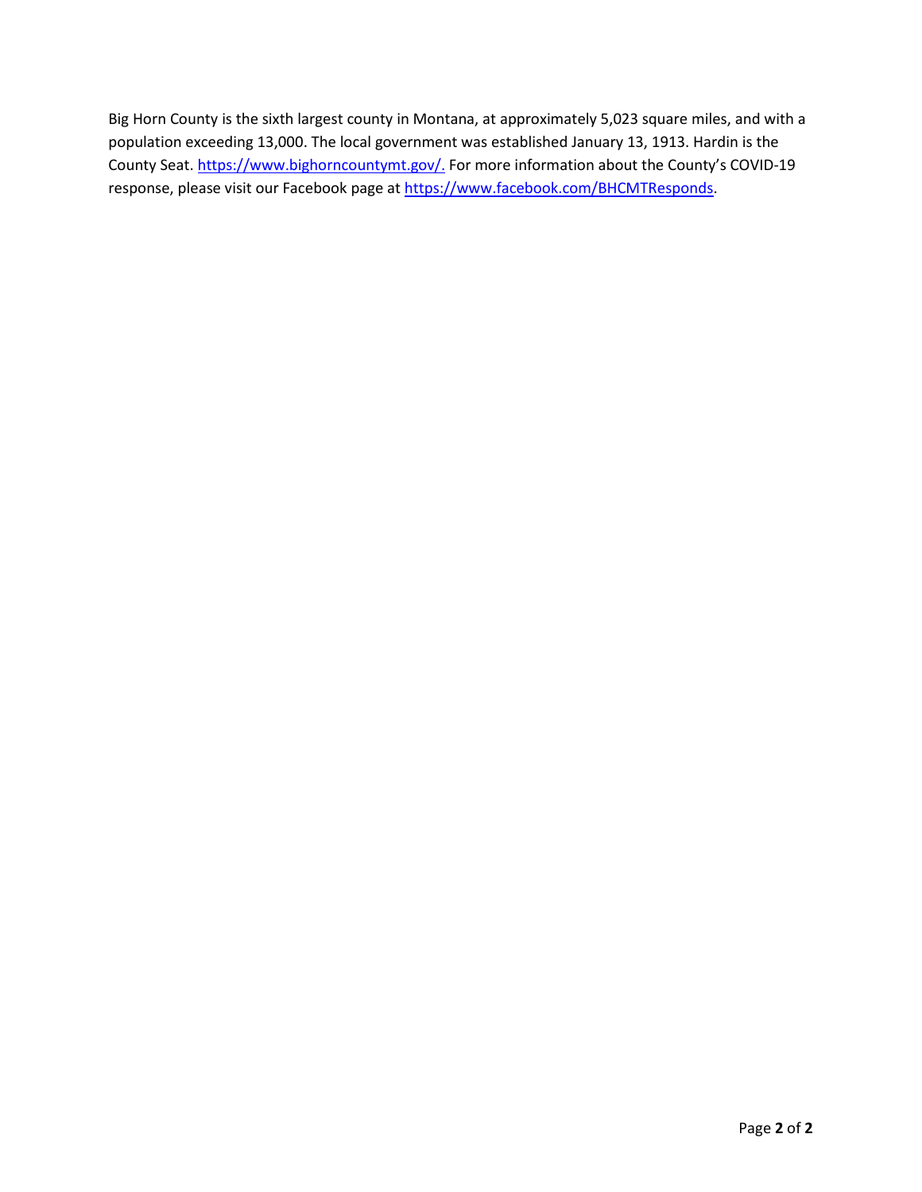Big Horn County is the sixth largest county in Montana, at approximately 5,023 square miles, and with a population exceeding 13,000. The local government was established January 13, 1913. Hardin is the County Seat. [https://www.bighorncountymt.gov/.](https://www.bighorncountymt.gov/) For more information about the County's COVID-19 response, please visit our Facebook page at [https://www.facebook.com/BHCMTResponds](https://www.facebook.com/BHCMTResponds).